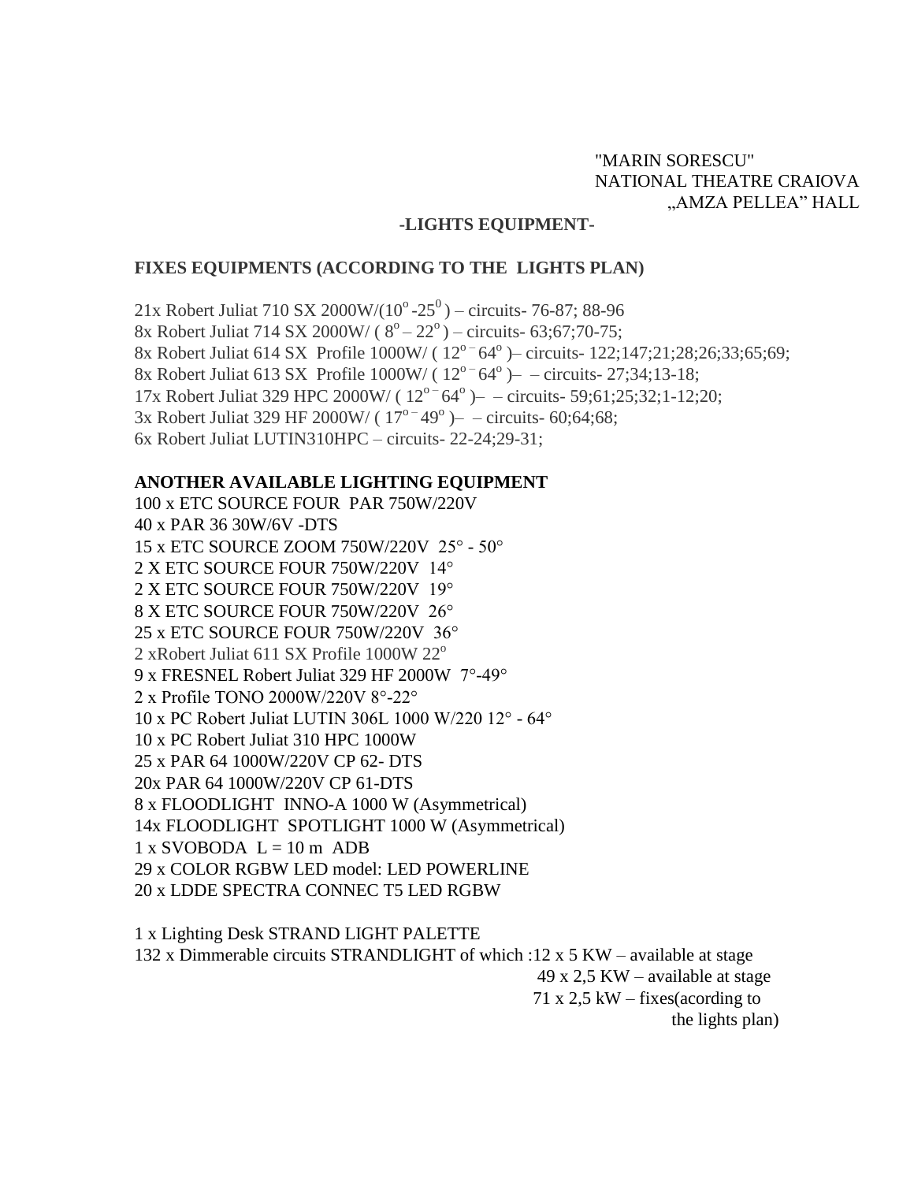"MARIN SORESCU"
NATIONAL THEATRE CRAIOVA
„AMZA PELLEA" HALL

**-LIGHTS EQUIPMENT-**

**FIXES EQUIPMENTS (ACCORDING TO THE LIGHTS PLAN)**

21x Robert Juliat 710 SX 2000W/($10^o$-$25^0$) – circuits- 76-87; 88-96
8x Robert Juliat 714 SX 2000W/ ( $8^o$ – $22^o$ ) – circuits- 63;67;70-75;
8x Robert Juliat 614 SX Profile 1000W/ ( $12^o$ – $64^o$ )– circuits- 122;147;21;28;26;33;65;69;
8x Robert Juliat 613 SX Profile 1000W/ ( $12^o$ – $64^o$ )– – circuits- 27;34;13-18;
17x Robert Juliat 329 HPC 2000W/ ( $12^o$ – $64^o$ )– – circuits- 59;61;25;32;1-12;20;
3x Robert Juliat 329 HF 2000W/ ( $17^o$ – $49^o$ )– – circuits- 60;64;68;
6x Robert Juliat LUTIN310HPC – circuits- 22-24;29-31;

**ANOTHER AVAILABLE LIGHTING EQUIPMENT**

100 x ETC SOURCE FOUR PAR 750W/220V
40 x PAR 36 30W/6V -DTS
15 x ETC SOURCE ZOOM 750W/220V 25° - 50°
2 X ETC SOURCE FOUR 750W/220V 14°
2 X ETC SOURCE FOUR 750W/220V 19°
8 X ETC SOURCE FOUR 750W/220V 26°
25 x ETC SOURCE FOUR 750W/220V 36°
2 xRobert Juliat 611 SX Profile 1000W $22^o$
9 x FRESNEL Robert Juliat 329 HF 2000W 7°-49°
2 x Profile TONO 2000W/220V 8°-22°
10 x PC Robert Juliat LUTIN 306L 1000 W/220 12° - 64°
10 x PC Robert Juliat 310 HPC 1000W
25 x PAR 64 1000W/220V CP 62- DTS
20x PAR 64 1000W/220V CP 61-DTS
8 x FLOODLIGHT INNO-A 1000 W (Asymmetrical)
14x FLOODLIGHT SPOTLIGHT 1000 W (Asymmetrical)
1 x SVOBODA L = 10 m ADB
29 x COLOR RGBW LED model: LED POWERLINE
20 x LDDE SPECTRA CONNEC T5 LED RGBW

1 x Lighting Desk STRAND LIGHT PALETTE
132 x Dimmerable circuits STRANDLIGHT of which :12 x 5 KW – available at stage
49 x 2,5 KW – available at stage
71 x 2,5 kW – fixes(acording to the lights plan)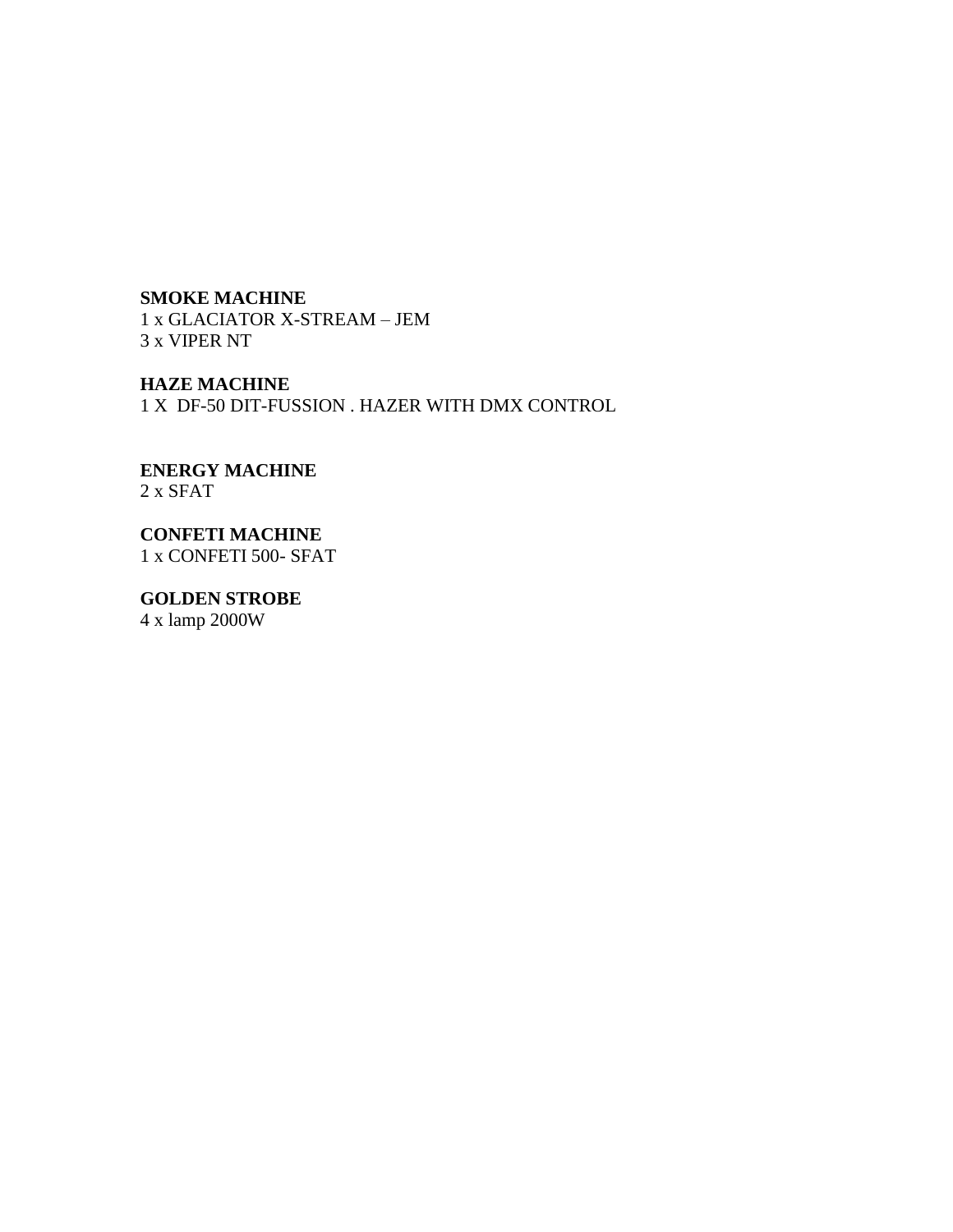**SMOKE MACHINE**
1 x GLACIATOR X-STREAM – JEM
3 x VIPER NT

**HAZE MACHINE**
1 X DF-50 DIT-FUSSION . HAZER WITH DMX CONTROL

**ENERGY MACHINE**
2 x SFAT

**CONFETI MACHINE**
1 x CONFETI 500- SFAT

**GOLDEN STROBE**
4 x lamp 2000W